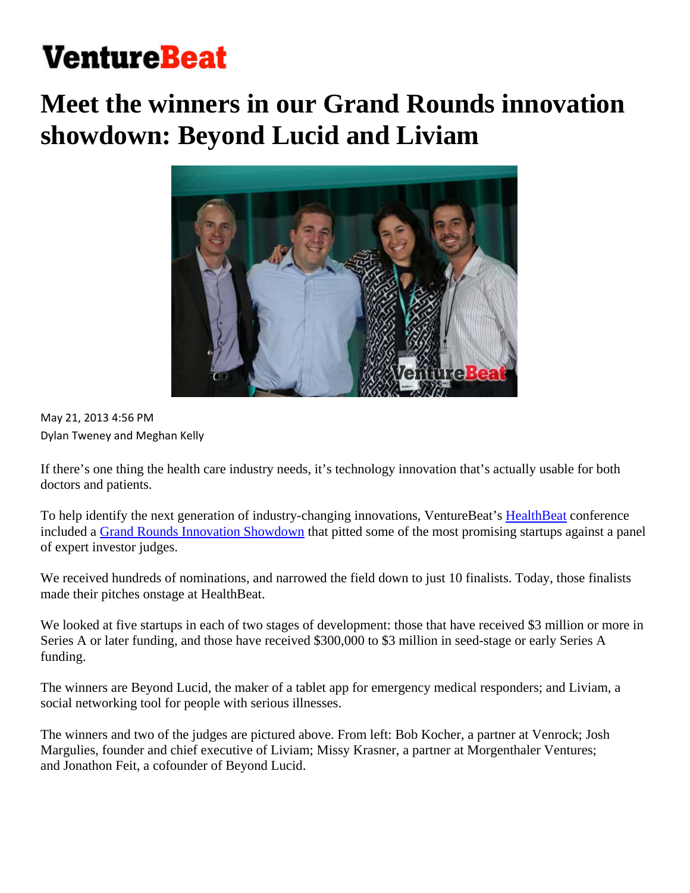# VentureBeat

# Meet the winners in our Grand Rounds innovation showdown: Beyond Lucid and Liviam

May 21, 2013 4:56 PM
Dylan Tweney and Meghan Kelly

If there's one thing the health care industry needs, it's technology innovation that's actually usable for both doctors and patients.

To help identify the next generation of industry-changing innovations, VentureBeat's [HealthBeat]() conference included a [Grand Rounds Innovation Showdown]() that pitted some of the most promising startups against a panel of expert investor judges.

We received hundreds of nominations, and narrowed the field down to just 10 finalists. Today, those finalists made their pitches onstage at HealthBeat.

We looked at five startups in each of two stages of development: those that have received $3 million or more in Series A or later funding, and those have received $300,000 to $3 million in seed-stage or early Series A funding.

The winners are Beyond Lucid, the maker of a tablet app for emergency medical responders; and Liviam, a social networking tool for people with serious illnesses.

The winners and two of the judges are pictured above. From left: Bob Kocher, a partner at Venrock; Josh Margulies, founder and chief executive of Liviam; Missy Krasner, a partner at Morgenthaler Ventures; and Jonathon Feit, a cofounder of Beyond Lucid.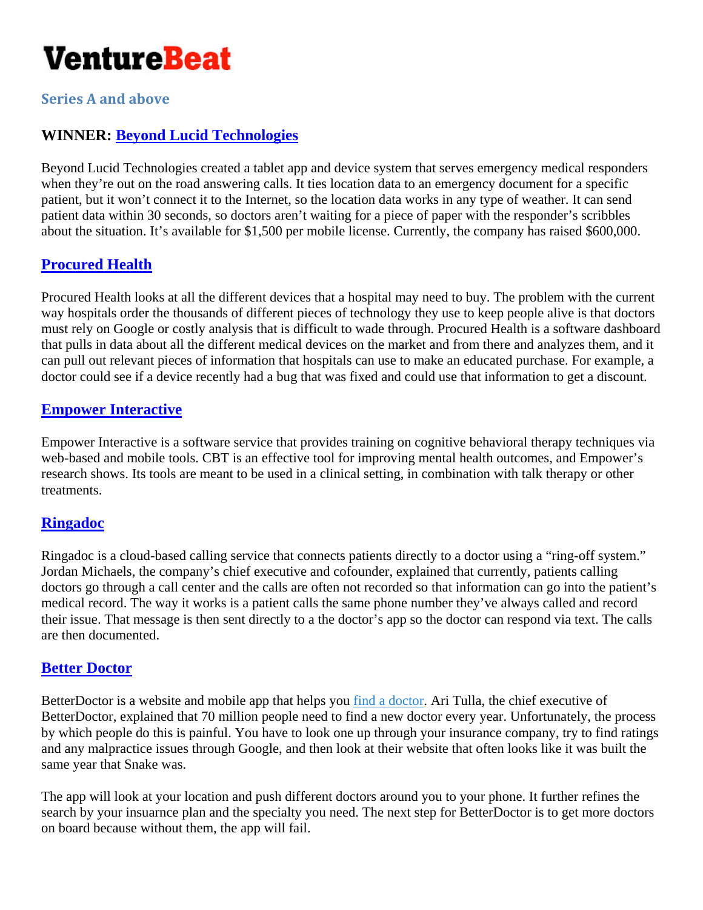# VentureBeat

## Series A and above

### WINNER: [Beyond Lucid Technologies]

Beyond Lucid Technologies created a tablet app and device system that serves emergency medical responders when they're out on the road answering calls. It ties location data to an emergency document for a specific patient, but it won't connect it to the Internet, so the location data works in any type of weather. It can send patient data within 30 seconds, so doctors aren't waiting for a piece of paper with the responder's scribbles about the situation. It's available for $1,500 per mobile license. Currently, the company has raised $600,000.

### [Procured Health]

Procured Health looks at all the different devices that a hospital may need to buy. The problem with the current way hospitals order the thousands of different pieces of technology they use to keep people alive is that doctors must rely on Google or costly analysis that is difficult to wade through. Procured Health is a software dashboard that pulls in data about all the different medical devices on the market and from there and analyzes them, and it can pull out relevant pieces of information that hospitals can use to make an educated purchase. For example, a doctor could see if a device recently had a bug that was fixed and could use that information to get a discount.

### [Empower Interactive]

Empower Interactive is a software service that provides training on cognitive behavioral therapy techniques via web-based and mobile tools. CBT is an effective tool for improving mental health outcomes, and Empower's research shows. Its tools are meant to be used in a clinical setting, in combination with talk therapy or other treatments.

### [Ringadoc]

Ringadoc is a cloud-based calling service that connects patients directly to a doctor using a "ring-off system." Jordan Michaels, the company's chief executive and cofounder, explained that currently, patients calling doctors go through a call center and the calls are often not recorded so that information can go into the patient's medical record. The way it works is a patient calls the same phone number they've always called and record their issue. That message is then sent directly to a the doctor's app so the doctor can respond via text. The calls are then documented.

### [Better Doctor]

BetterDoctor is a website and mobile app that helps you [find a doctor]. Ari Tulla, the chief executive of BetterDoctor, explained that 70 million people need to find a new doctor every year. Unfortunately, the process by which people do this is painful. You have to look one up through your insurance company, try to find ratings and any malpractice issues through Google, and then look at their website that often looks like it was built the same year that Snake was.

The app will look at your location and push different doctors around you to your phone. It further refines the search by your insuarnce plan and the specialty you need. The next step for BetterDoctor is to get more doctors on board because without them, the app will fail.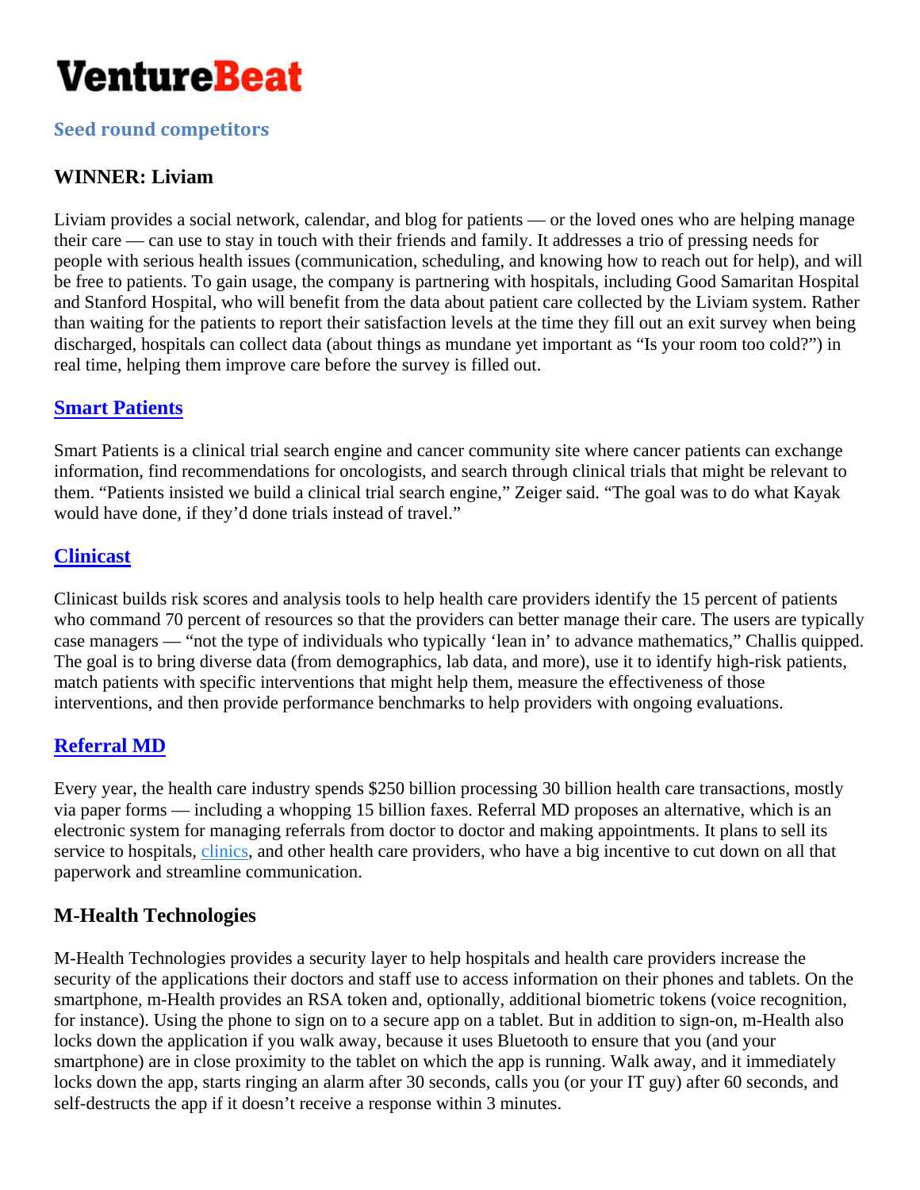# VentureBeat

## Seed round competitors

### WINNER: Liviam

Liviam provides a social network, calendar, and blog for patients — or the loved ones who are helping manage their care — can use to stay in touch with their friends and family. It addresses a trio of pressing needs for people with serious health issues (communication, scheduling, and knowing how to reach out for help), and will be free to patients. To gain usage, the company is partnering with hospitals, including Good Samaritan Hospital and Stanford Hospital, who will benefit from the data about patient care collected by the Liviam system. Rather than waiting for the patients to report their satisfaction levels at the time they fill out an exit survey when being discharged, hospitals can collect data (about things as mundane yet important as "Is your room too cold?") in real time, helping them improve care before the survey is filled out.

### Smart Patients

Smart Patients is a clinical trial search engine and cancer community site where cancer patients can exchange information, find recommendations for oncologists, and search through clinical trials that might be relevant to them. "Patients insisted we build a clinical trial search engine," Zeiger said. "The goal was to do what Kayak would have done, if they'd done trials instead of travel."

### Clinicast

Clinicast builds risk scores and analysis tools to help health care providers identify the 15 percent of patients who command 70 percent of resources so that the providers can better manage their care. The users are typically case managers — "not the type of individuals who typically 'lean in' to advance mathematics," Challis quipped. The goal is to bring diverse data (from demographics, lab data, and more), use it to identify high-risk patients, match patients with specific interventions that might help them, measure the effectiveness of those interventions, and then provide performance benchmarks to help providers with ongoing evaluations.

### Referral MD

Every year, the health care industry spends $250 billion processing 30 billion health care transactions, mostly via paper forms — including a whopping 15 billion faxes. Referral MD proposes an alternative, which is an electronic system for managing referrals from doctor to doctor and making appointments. It plans to sell its service to hospitals, clinics, and other health care providers, who have a big incentive to cut down on all that paperwork and streamline communication.

### M-Health Technologies

M-Health Technologies provides a security layer to help hospitals and health care providers increase the security of the applications their doctors and staff use to access information on their phones and tablets. On the smartphone, m-Health provides an RSA token and, optionally, additional biometric tokens (voice recognition, for instance). Using the phone to sign on to a secure app on a tablet. But in addition to sign-on, m-Health also locks down the application if you walk away, because it uses Bluetooth to ensure that you (and your smartphone) are in close proximity to the tablet on which the app is running. Walk away, and it immediately locks down the app, starts ringing an alarm after 30 seconds, calls you (or your IT guy) after 60 seconds, and self-destructs the app if it doesn't receive a response within 3 minutes.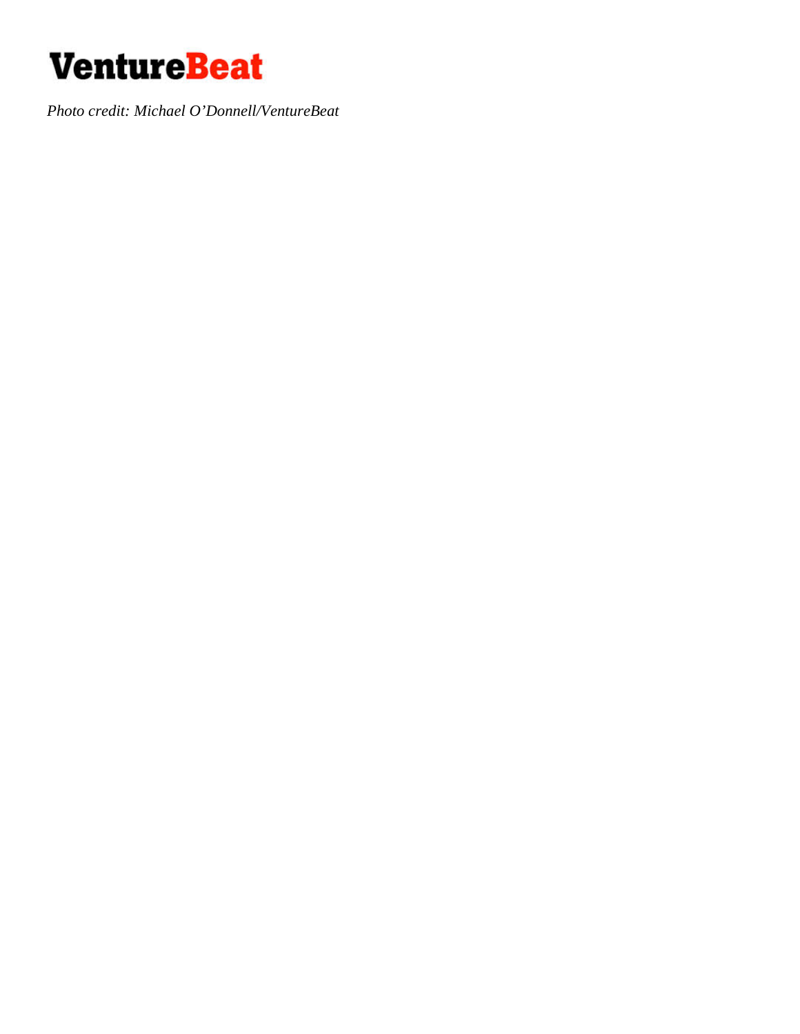# VentureBeat

*Photo credit: Michael O'Donnell/VentureBeat*